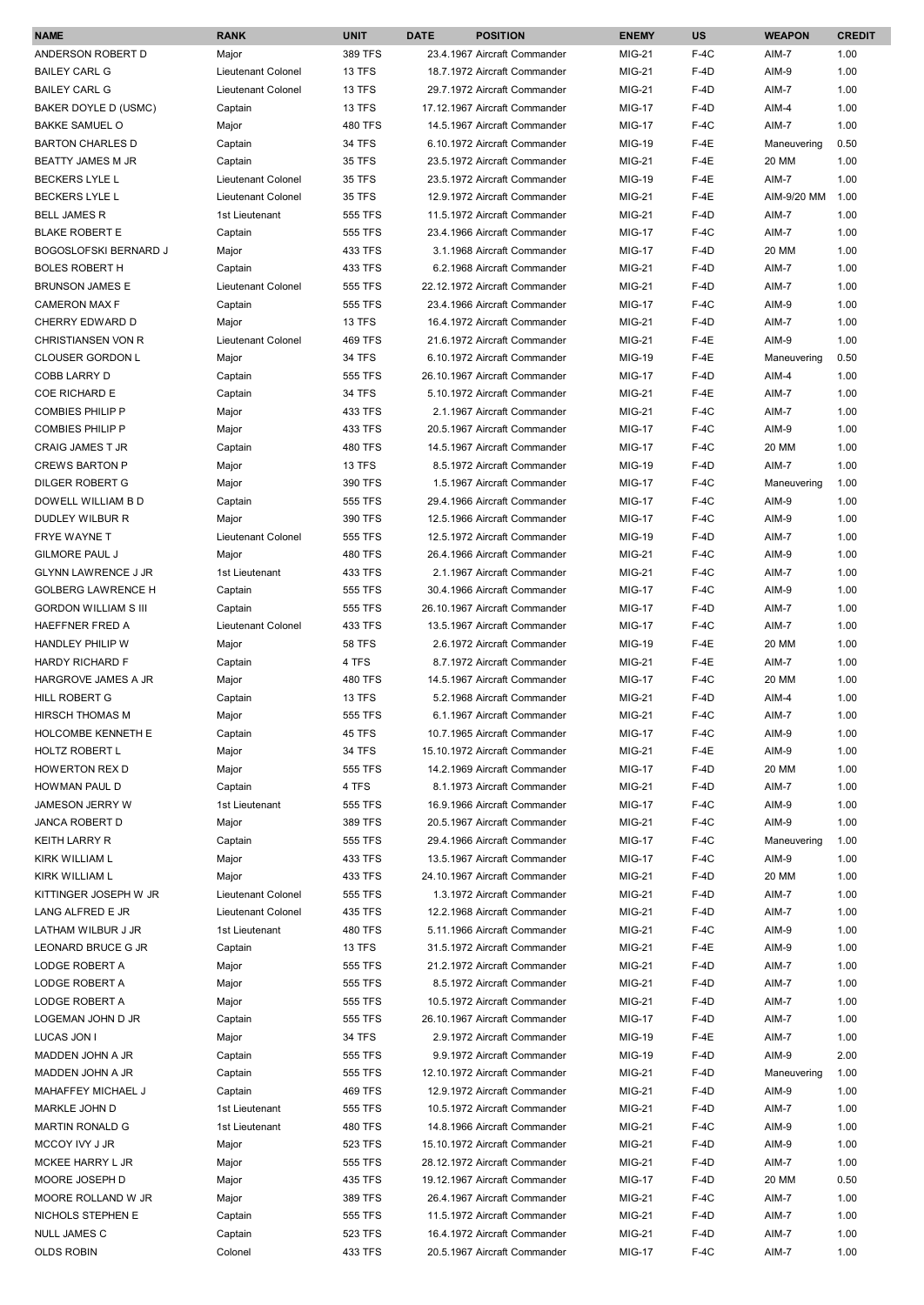| NAME | RANK | UNIT | DATE | POSITION | ENEMY | US | WEAPON | CREDIT |
|---|---|---|---|---|---|---|---|---|
| ANDERSON ROBERT D | Major | 389 TFS | 23.4.1967 | Aircraft Commander | MIG-21 | F-4C | AIM-7 | 1.00 |
| BAILEY CARL G | Lieutenant Colonel | 13 TFS | 18.7.1972 | Aircraft Commander | MIG-21 | F-4D | AIM-9 | 1.00 |
| BAILEY CARL G | Lieutenant Colonel | 13 TFS | 29.7.1972 | Aircraft Commander | MIG-21 | F-4D | AIM-7 | 1.00 |
| BAKER DOYLE D (USMC) | Captain | 13 TFS | 17.12.1967 | Aircraft Commander | MIG-17 | F-4D | AIM-4 | 1.00 |
| BAKKE SAMUEL O | Major | 480 TFS | 14.5.1967 | Aircraft Commander | MIG-17 | F-4C | AIM-7 | 1.00 |
| BARTON CHARLES D | Captain | 34 TFS | 6.10.1972 | Aircraft Commander | MIG-19 | F-4E | Maneuvering | 0.50 |
| BEATTY JAMES M JR | Captain | 35 TFS | 23.5.1972 | Aircraft Commander | MIG-21 | F-4E | 20 MM | 1.00 |
| BECKERS LYLE L | Lieutenant Colonel | 35 TFS | 23.5.1972 | Aircraft Commander | MIG-19 | F-4E | AIM-7 | 1.00 |
| BECKERS LYLE L | Lieutenant Colonel | 35 TFS | 12.9.1972 | Aircraft Commander | MIG-21 | F-4E | AIM-9/20 MM | 1.00 |
| BELL JAMES R | 1st Lieutenant | 555 TFS | 11.5.1972 | Aircraft Commander | MIG-21 | F-4D | AIM-7 | 1.00 |
| BLAKE ROBERT E | Captain | 555 TFS | 23.4.1966 | Aircraft Commander | MIG-17 | F-4C | AIM-7 | 1.00 |
| BOGOSLOFSKI BERNARD J | Major | 433 TFS | 3.1.1968 | Aircraft Commander | MIG-17 | F-4D | 20 MM | 1.00 |
| BOLES ROBERT H | Captain | 433 TFS | 6.2.1968 | Aircraft Commander | MIG-21 | F-4D | AIM-7 | 1.00 |
| BRUNSON JAMES E | Lieutenant Colonel | 555 TFS | 22.12.1972 | Aircraft Commander | MIG-21 | F-4D | AIM-7 | 1.00 |
| CAMERON MAX F | Captain | 555 TFS | 23.4.1966 | Aircraft Commander | MIG-17 | F-4C | AIM-9 | 1.00 |
| CHERRY EDWARD D | Major | 13 TFS | 16.4.1972 | Aircraft Commander | MIG-21 | F-4D | AIM-7 | 1.00 |
| CHRISTIANSEN VON R | Lieutenant Colonel | 469 TFS | 21.6.1972 | Aircraft Commander | MIG-21 | F-4E | AIM-9 | 1.00 |
| CLOUSER GORDON L | Major | 34 TFS | 6.10.1972 | Aircraft Commander | MIG-19 | F-4E | Maneuvering | 0.50 |
| COBB LARRY D | Captain | 555 TFS | 26.10.1967 | Aircraft Commander | MIG-17 | F-4D | AIM-4 | 1.00 |
| COE RICHARD E | Captain | 34 TFS | 5.10.1972 | Aircraft Commander | MIG-21 | F-4E | AIM-7 | 1.00 |
| COMBIES PHILIP P | Major | 433 TFS | 2.1.1967 | Aircraft Commander | MIG-21 | F-4C | AIM-7 | 1.00 |
| COMBIES PHILIP P | Major | 433 TFS | 20.5.1967 | Aircraft Commander | MIG-17 | F-4C | AIM-9 | 1.00 |
| CRAIG JAMES T JR | Captain | 480 TFS | 14.5.1967 | Aircraft Commander | MIG-17 | F-4C | 20 MM | 1.00 |
| CREWS BARTON P | Major | 13 TFS | 8.5.1972 | Aircraft Commander | MIG-19 | F-4D | AIM-7 | 1.00 |
| DILGER ROBERT G | Major | 390 TFS | 1.5.1967 | Aircraft Commander | MIG-17 | F-4C | Maneuvering | 1.00 |
| DOWELL WILLIAM B D | Captain | 555 TFS | 29.4.1966 | Aircraft Commander | MIG-17 | F-4C | AIM-9 | 1.00 |
| DUDLEY WILBUR R | Major | 390 TFS | 12.5.1966 | Aircraft Commander | MIG-17 | F-4C | AIM-9 | 1.00 |
| FRYE WAYNE T | Lieutenant Colonel | 555 TFS | 12.5.1972 | Aircraft Commander | MIG-19 | F-4D | AIM-7 | 1.00 |
| GILMORE PAUL J | Major | 480 TFS | 26.4.1966 | Aircraft Commander | MIG-21 | F-4C | AIM-9 | 1.00 |
| GLYNN LAWRENCE J JR | 1st Lieutenant | 433 TFS | 2.1.1967 | Aircraft Commander | MIG-21 | F-4C | AIM-7 | 1.00 |
| GOLBERG LAWRENCE H | Captain | 555 TFS | 30.4.1966 | Aircraft Commander | MIG-17 | F-4C | AIM-9 | 1.00 |
| GORDON WILLIAM S III | Captain | 555 TFS | 26.10.1967 | Aircraft Commander | MIG-17 | F-4D | AIM-7 | 1.00 |
| HAEFFNER FRED A | Lieutenant Colonel | 433 TFS | 13.5.1967 | Aircraft Commander | MIG-17 | F-4C | AIM-7 | 1.00 |
| HANDLEY PHILIP W | Major | 58 TFS | 2.6.1972 | Aircraft Commander | MIG-19 | F-4E | 20 MM | 1.00 |
| HARDY RICHARD F | Captain | 4 TFS | 8.7.1972 | Aircraft Commander | MIG-21 | F-4E | AIM-7 | 1.00 |
| HARGROVE JAMES A JR | Major | 480 TFS | 14.5.1967 | Aircraft Commander | MIG-17 | F-4C | 20 MM | 1.00 |
| HILL ROBERT G | Captain | 13 TFS | 5.2.1968 | Aircraft Commander | MIG-21 | F-4D | AIM-4 | 1.00 |
| HIRSCH THOMAS M | Major | 555 TFS | 6.1.1967 | Aircraft Commander | MIG-21 | F-4C | AIM-7 | 1.00 |
| HOLCOMBE KENNETH E | Captain | 45 TFS | 10.7.1965 | Aircraft Commander | MIG-17 | F-4C | AIM-9 | 1.00 |
| HOLTZ ROBERT L | Major | 34 TFS | 15.10.1972 | Aircraft Commander | MIG-21 | F-4E | AIM-9 | 1.00 |
| HOWERTON REX D | Major | 555 TFS | 14.2.1969 | Aircraft Commander | MIG-17 | F-4D | 20 MM | 1.00 |
| HOWMAN PAUL D | Captain | 4 TFS | 8.1.1973 | Aircraft Commander | MIG-21 | F-4D | AIM-7 | 1.00 |
| JAMESON JERRY W | 1st Lieutenant | 555 TFS | 16.9.1966 | Aircraft Commander | MIG-17 | F-4C | AIM-9 | 1.00 |
| JANCA ROBERT D | Major | 389 TFS | 20.5.1967 | Aircraft Commander | MIG-21 | F-4C | AIM-9 | 1.00 |
| KEITH LARRY R | Captain | 555 TFS | 29.4.1966 | Aircraft Commander | MIG-17 | F-4C | Maneuvering | 1.00 |
| KIRK WILLIAM L | Major | 433 TFS | 13.5.1967 | Aircraft Commander | MIG-17 | F-4C | AIM-9 | 1.00 |
| KIRK WILLIAM L | Major | 433 TFS | 24.10.1967 | Aircraft Commander | MIG-21 | F-4D | 20 MM | 1.00 |
| KITTINGER JOSEPH W JR | Lieutenant Colonel | 555 TFS | 1.3.1972 | Aircraft Commander | MIG-21 | F-4D | AIM-7 | 1.00 |
| LANG ALFRED E JR | Lieutenant Colonel | 435 TFS | 12.2.1968 | Aircraft Commander | MIG-21 | F-4D | AIM-7 | 1.00 |
| LATHAM WILBUR J JR | 1st Lieutenant | 480 TFS | 5.11.1966 | Aircraft Commander | MIG-21 | F-4C | AIM-9 | 1.00 |
| LEONARD BRUCE G JR | Captain | 13 TFS | 31.5.1972 | Aircraft Commander | MIG-21 | F-4E | AIM-9 | 1.00 |
| LODGE ROBERT A | Major | 555 TFS | 21.2.1972 | Aircraft Commander | MIG-21 | F-4D | AIM-7 | 1.00 |
| LODGE ROBERT A | Major | 555 TFS | 8.5.1972 | Aircraft Commander | MIG-21 | F-4D | AIM-7 | 1.00 |
| LODGE ROBERT A | Major | 555 TFS | 10.5.1972 | Aircraft Commander | MIG-21 | F-4D | AIM-7 | 1.00 |
| LOGEMAN JOHN D JR | Captain | 555 TFS | 26.10.1967 | Aircraft Commander | MIG-17 | F-4D | AIM-7 | 1.00 |
| LUCAS JON I | Major | 34 TFS | 2.9.1972 | Aircraft Commander | MIG-19 | F-4E | AIM-7 | 1.00 |
| MADDEN JOHN A JR | Captain | 555 TFS | 9.9.1972 | Aircraft Commander | MIG-19 | F-4D | AIM-9 | 2.00 |
| MADDEN JOHN A JR | Captain | 555 TFS | 12.10.1972 | Aircraft Commander | MIG-21 | F-4D | Maneuvering | 1.00 |
| MAHAFFEY MICHAEL J | Captain | 469 TFS | 12.9.1972 | Aircraft Commander | MIG-21 | F-4D | AIM-9 | 1.00 |
| MARKLE JOHN D | 1st Lieutenant | 555 TFS | 10.5.1972 | Aircraft Commander | MIG-21 | F-4D | AIM-7 | 1.00 |
| MARTIN RONALD G | 1st Lieutenant | 480 TFS | 14.8.1966 | Aircraft Commander | MIG-21 | F-4C | AIM-9 | 1.00 |
| MCCOY IVY J JR | Major | 523 TFS | 15.10.1972 | Aircraft Commander | MIG-21 | F-4D | AIM-9 | 1.00 |
| MCKEE HARRY L JR | Major | 555 TFS | 28.12.1972 | Aircraft Commander | MIG-21 | F-4D | AIM-7 | 1.00 |
| MOORE JOSEPH D | Major | 435 TFS | 19.12.1967 | Aircraft Commander | MIG-17 | F-4D | 20 MM | 0.50 |
| MOORE ROLLAND W JR | Major | 389 TFS | 26.4.1967 | Aircraft Commander | MIG-21 | F-4C | AIM-7 | 1.00 |
| NICHOLS STEPHEN E | Captain | 555 TFS | 11.5.1972 | Aircraft Commander | MIG-21 | F-4D | AIM-7 | 1.00 |
| NULL JAMES C | Captain | 523 TFS | 16.4.1972 | Aircraft Commander | MIG-21 | F-4D | AIM-7 | 1.00 |
| OLDS ROBIN | Colonel | 433 TFS | 20.5.1967 | Aircraft Commander | MIG-17 | F-4C | AIM-7 | 1.00 |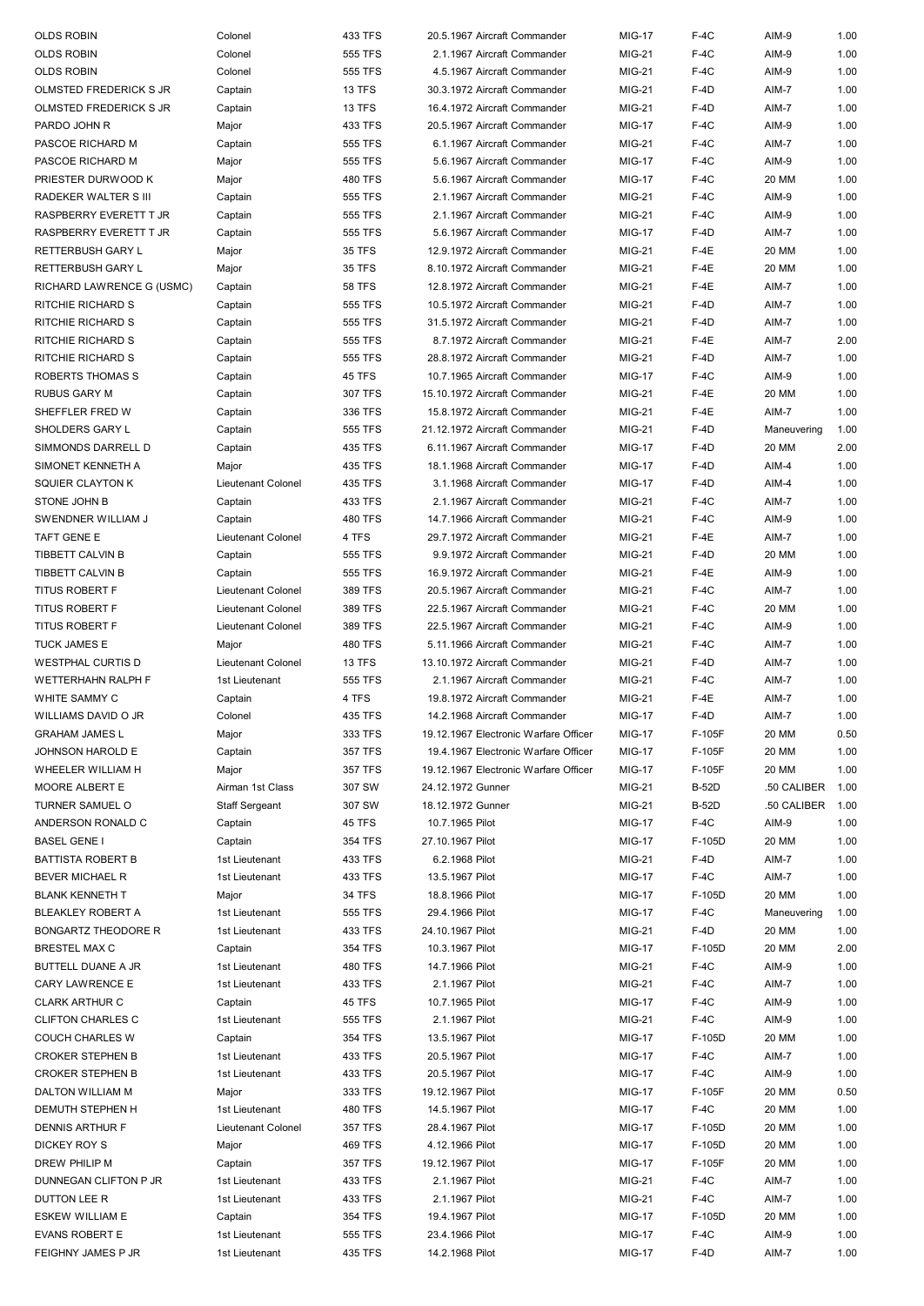| | | | | | | | |
|---|---|---|---|---|---|---|---|
| OLDS ROBIN | Colonel | 433 TFS | 20.5.1967 Aircraft Commander | MIG-17 | F-4C | AIM-9 | 1.00 |
| OLDS ROBIN | Colonel | 555 TFS | 2.1.1967 Aircraft Commander | MIG-21 | F-4C | AIM-9 | 1.00 |
| OLDS ROBIN | Colonel | 555 TFS | 4.5.1967 Aircraft Commander | MIG-21 | F-4C | AIM-9 | 1.00 |
| OLMSTED FREDERICK S JR | Captain | 13 TFS | 30.3.1972 Aircraft Commander | MIG-21 | F-4D | AIM-7 | 1.00 |
| OLMSTED FREDERICK S JR | Captain | 13 TFS | 16.4.1972 Aircraft Commander | MIG-21 | F-4D | AIM-7 | 1.00 |
| PARDO JOHN R | Major | 433 TFS | 20.5.1967 Aircraft Commander | MIG-17 | F-4C | AIM-9 | 1.00 |
| PASCOE RICHARD M | Captain | 555 TFS | 6.1.1967 Aircraft Commander | MIG-21 | F-4C | AIM-7 | 1.00 |
| PASCOE RICHARD M | Major | 555 TFS | 5.6.1967 Aircraft Commander | MIG-17 | F-4C | AIM-9 | 1.00 |
| PRIESTER DURWOOD K | Major | 480 TFS | 5.6.1967 Aircraft Commander | MIG-17 | F-4C | 20 MM | 1.00 |
| RADEKER WALTER S III | Captain | 555 TFS | 2.1.1967 Aircraft Commander | MIG-21 | F-4C | AIM-9 | 1.00 |
| RASPBERRY EVERETT T JR | Captain | 555 TFS | 2.1.1967 Aircraft Commander | MIG-21 | F-4C | AIM-9 | 1.00 |
| RASPBERRY EVERETT T JR | Captain | 555 TFS | 5.6.1967 Aircraft Commander | MIG-17 | F-4D | AIM-7 | 1.00 |
| RETTERBUSH GARY L | Major | 35 TFS | 12.9.1972 Aircraft Commander | MIG-21 | F-4E | 20 MM | 1.00 |
| RETTERBUSH GARY L | Major | 35 TFS | 8.10.1972 Aircraft Commander | MIG-21 | F-4E | 20 MM | 1.00 |
| RICHARD LAWRENCE G (USMC) | Captain | 58 TFS | 12.8.1972 Aircraft Commander | MIG-21 | F-4E | AIM-7 | 1.00 |
| RITCHIE RICHARD S | Captain | 555 TFS | 10.5.1972 Aircraft Commander | MIG-21 | F-4D | AIM-7 | 1.00 |
| RITCHIE RICHARD S | Captain | 555 TFS | 31.5.1972 Aircraft Commander | MIG-21 | F-4D | AIM-7 | 1.00 |
| RITCHIE RICHARD S | Captain | 555 TFS | 8.7.1972 Aircraft Commander | MIG-21 | F-4E | AIM-7 | 2.00 |
| RITCHIE RICHARD S | Captain | 555 TFS | 28.8.1972 Aircraft Commander | MIG-21 | F-4D | AIM-7 | 1.00 |
| ROBERTS THOMAS S | Captain | 45 TFS | 10.7.1965 Aircraft Commander | MIG-17 | F-4C | AIM-9 | 1.00 |
| RUBUS GARY M | Captain | 307 TFS | 15.10.1972 Aircraft Commander | MIG-21 | F-4E | 20 MM | 1.00 |
| SHEFFLER FRED W | Captain | 336 TFS | 15.8.1972 Aircraft Commander | MIG-21 | F-4E | AIM-7 | 1.00 |
| SHOLDERS GARY L | Captain | 555 TFS | 21.12.1972 Aircraft Commander | MIG-21 | F-4D | Maneuvering | 1.00 |
| SIMMONDS DARRELL D | Captain | 435 TFS | 6.11.1967 Aircraft Commander | MIG-17 | F-4D | 20 MM | 2.00 |
| SIMONET KENNETH A | Major | 435 TFS | 18.1.1968 Aircraft Commander | MIG-17 | F-4D | AIM-4 | 1.00 |
| SQUIER CLAYTON K | Lieutenant Colonel | 435 TFS | 3.1.1968 Aircraft Commander | MIG-17 | F-4D | AIM-4 | 1.00 |
| STONE JOHN B | Captain | 433 TFS | 2.1.1967 Aircraft Commander | MIG-21 | F-4C | AIM-7 | 1.00 |
| SWENDNER WILLIAM J | Captain | 480 TFS | 14.7.1966 Aircraft Commander | MIG-21 | F-4C | AIM-9 | 1.00 |
| TAFT GENE E | Lieutenant Colonel | 4 TFS | 29.7.1972 Aircraft Commander | MIG-21 | F-4E | AIM-7 | 1.00 |
| TIBBETT CALVIN B | Captain | 555 TFS | 9.9.1972 Aircraft Commander | MIG-21 | F-4D | 20 MM | 1.00 |
| TIBBETT CALVIN B | Captain | 555 TFS | 16.9.1972 Aircraft Commander | MIG-21 | F-4E | AIM-9 | 1.00 |
| TITUS ROBERT F | Lieutenant Colonel | 389 TFS | 20.5.1967 Aircraft Commander | MIG-21 | F-4C | AIM-7 | 1.00 |
| TITUS ROBERT F | Lieutenant Colonel | 389 TFS | 22.5.1967 Aircraft Commander | MIG-21 | F-4C | 20 MM | 1.00 |
| TITUS ROBERT F | Lieutenant Colonel | 389 TFS | 22.5.1967 Aircraft Commander | MIG-21 | F-4C | AIM-9 | 1.00 |
| TUCK JAMES E | Major | 480 TFS | 5.11.1966 Aircraft Commander | MIG-21 | F-4C | AIM-7 | 1.00 |
| WESTPHAL CURTIS D | Lieutenant Colonel | 13 TFS | 13.10.1972 Aircraft Commander | MIG-21 | F-4D | AIM-7 | 1.00 |
| WETTERHAHN RALPH F | 1st Lieutenant | 555 TFS | 2.1.1967 Aircraft Commander | MIG-21 | F-4C | AIM-7 | 1.00 |
| WHITE SAMMY C | Captain | 4 TFS | 19.8.1972 Aircraft Commander | MIG-21 | F-4E | AIM-7 | 1.00 |
| WILLIAMS DAVID O JR | Colonel | 435 TFS | 14.2.1968 Aircraft Commander | MIG-17 | F-4D | AIM-7 | 1.00 |
| GRAHAM JAMES L | Major | 333 TFS | 19.12.1967 Electronic Warfare Officer | MIG-17 | F-105F | 20 MM | 0.50 |
| JOHNSON HAROLD E | Captain | 357 TFS | 19.4.1967 Electronic Warfare Officer | MIG-17 | F-105F | 20 MM | 1.00 |
| WHEELER WILLIAM H | Major | 357 TFS | 19.12.1967 Electronic Warfare Officer | MIG-17 | F-105F | 20 MM | 1.00 |
| MOORE ALBERT E | Airman 1st Class | 307 SW | 24.12.1972 Gunner | MIG-21 | B-52D | .50 CALIBER | 1.00 |
| TURNER SAMUEL O | Staff Sergeant | 307 SW | 18.12.1972 Gunner | MIG-21 | B-52D | .50 CALIBER | 1.00 |
| ANDERSON RONALD C | Captain | 45 TFS | 10.7.1965 Pilot | MIG-17 | F-4C | AIM-9 | 1.00 |
| BASEL GENE I | Captain | 354 TFS | 27.10.1967 Pilot | MIG-17 | F-105D | 20 MM | 1.00 |
| BATTISTA ROBERT B | 1st Lieutenant | 433 TFS | 6.2.1968 Pilot | MIG-21 | F-4D | AIM-7 | 1.00 |
| BEVER MICHAEL R | 1st Lieutenant | 433 TFS | 13.5.1967 Pilot | MIG-17 | F-4C | AIM-7 | 1.00 |
| BLANK KENNETH T | Major | 34 TFS | 18.8.1966 Pilot | MIG-17 | F-105D | 20 MM | 1.00 |
| BLEAKLEY ROBERT A | 1st Lieutenant | 555 TFS | 29.4.1966 Pilot | MIG-17 | F-4C | Maneuvering | 1.00 |
| BONGARTZ THEODORE R | 1st Lieutenant | 433 TFS | 24.10.1967 Pilot | MIG-21 | F-4D | 20 MM | 1.00 |
| BRESTEL MAX C | Captain | 354 TFS | 10.3.1967 Pilot | MIG-17 | F-105D | 20 MM | 2.00 |
| BUTTELL DUANE A JR | 1st Lieutenant | 480 TFS | 14.7.1966 Pilot | MIG-21 | F-4C | AIM-9 | 1.00 |
| CARY LAWRENCE E | 1st Lieutenant | 433 TFS | 2.1.1967 Pilot | MIG-21 | F-4C | AIM-7 | 1.00 |
| CLARK ARTHUR C | Captain | 45 TFS | 10.7.1965 Pilot | MIG-17 | F-4C | AIM-9 | 1.00 |
| CLIFTON CHARLES C | 1st Lieutenant | 555 TFS | 2.1.1967 Pilot | MIG-21 | F-4C | AIM-9 | 1.00 |
| COUCH CHARLES W | Captain | 354 TFS | 13.5.1967 Pilot | MIG-17 | F-105D | 20 MM | 1.00 |
| CROKER STEPHEN B | 1st Lieutenant | 433 TFS | 20.5.1967 Pilot | MIG-17 | F-4C | AIM-7 | 1.00 |
| CROKER STEPHEN B | 1st Lieutenant | 433 TFS | 20.5.1967 Pilot | MIG-17 | F-4C | AIM-9 | 1.00 |
| DALTON WILLIAM M | Major | 333 TFS | 19.12.1967 Pilot | MIG-17 | F-105F | 20 MM | 0.50 |
| DEMUTH STEPHEN H | 1st Lieutenant | 480 TFS | 14.5.1967 Pilot | MIG-17 | F-4C | 20 MM | 1.00 |
| DENNIS ARTHUR F | Lieutenant Colonel | 357 TFS | 28.4.1967 Pilot | MIG-17 | F-105D | 20 MM | 1.00 |
| DICKEY ROY S | Major | 469 TFS | 4.12.1966 Pilot | MIG-17 | F-105D | 20 MM | 1.00 |
| DREW PHILIP M | Captain | 357 TFS | 19.12.1967 Pilot | MIG-17 | F-105F | 20 MM | 1.00 |
| DUNNEGAN CLIFTON P JR | 1st Lieutenant | 433 TFS | 2.1.1967 Pilot | MIG-21 | F-4C | AIM-7 | 1.00 |
| DUTTON LEE R | 1st Lieutenant | 433 TFS | 2.1.1967 Pilot | MIG-21 | F-4C | AIM-7 | 1.00 |
| ESKEW WILLIAM E | Captain | 354 TFS | 19.4.1967 Pilot | MIG-17 | F-105D | 20 MM | 1.00 |
| EVANS ROBERT E | 1st Lieutenant | 555 TFS | 23.4.1966 Pilot | MIG-17 | F-4C | AIM-9 | 1.00 |
| FEIGHNY JAMES P JR | 1st Lieutenant | 435 TFS | 14.2.1968 Pilot | MIG-17 | F-4D | AIM-7 | 1.00 |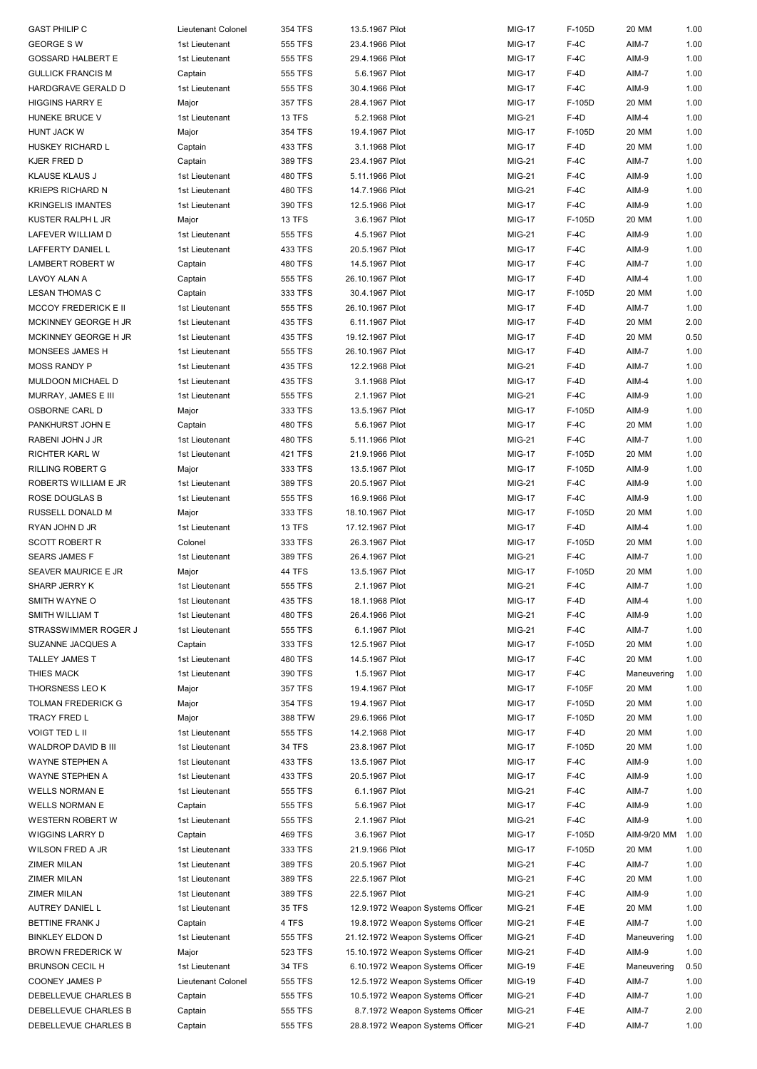| | | | | | | | | |
|---|---|---|---|---|---|---|---|---|
| GAST PHILIP C | Lieutenant Colonel | 354 TFS | 13.5.1967 | Pilot | MIG-17 | F-105D | 20 MM | 1.00 |
| GEORGE S W | 1st Lieutenant | 555 TFS | 23.4.1966 | Pilot | MIG-17 | F-4C | AIM-7 | 1.00 |
| GOSSARD HALBERT E | 1st Lieutenant | 555 TFS | 29.4.1966 | Pilot | MIG-17 | F-4C | AIM-9 | 1.00 |
| GULLICK FRANCIS M | Captain | 555 TFS | 5.6.1967 | Pilot | MIG-17 | F-4D | AIM-7 | 1.00 |
| HARDGRAVE GERALD D | 1st Lieutenant | 555 TFS | 30.4.1966 | Pilot | MIG-17 | F-4C | AIM-9 | 1.00 |
| HIGGINS HARRY E | Major | 357 TFS | 28.4.1967 | Pilot | MIG-17 | F-105D | 20 MM | 1.00 |
| HUNEKE BRUCE V | 1st Lieutenant | 13 TFS | 5.2.1968 | Pilot | MIG-21 | F-4D | AIM-4 | 1.00 |
| HUNT JACK W | Major | 354 TFS | 19.4.1967 | Pilot | MIG-17 | F-105D | 20 MM | 1.00 |
| HUSKEY RICHARD L | Captain | 433 TFS | 3.1.1968 | Pilot | MIG-17 | F-4D | 20 MM | 1.00 |
| KJER FRED D | Captain | 389 TFS | 23.4.1967 | Pilot | MIG-21 | F-4C | AIM-7 | 1.00 |
| KLAUSE KLAUS J | 1st Lieutenant | 480 TFS | 5.11.1966 | Pilot | MIG-21 | F-4C | AIM-9 | 1.00 |
| KRIEPS RICHARD N | 1st Lieutenant | 480 TFS | 14.7.1966 | Pilot | MIG-21 | F-4C | AIM-9 | 1.00 |
| KRINGELIS IMANTES | 1st Lieutenant | 390 TFS | 12.5.1966 | Pilot | MIG-17 | F-4C | AIM-9 | 1.00 |
| KUSTER RALPH L JR | Major | 13 TFS | 3.6.1967 | Pilot | MIG-17 | F-105D | 20 MM | 1.00 |
| LAFEVER WILLIAM D | 1st Lieutenant | 555 TFS | 4.5.1967 | Pilot | MIG-21 | F-4C | AIM-9 | 1.00 |
| LAFFERTY DANIEL L | 1st Lieutenant | 433 TFS | 20.5.1967 | Pilot | MIG-17 | F-4C | AIM-9 | 1.00 |
| LAMBERT ROBERT W | Captain | 480 TFS | 14.5.1967 | Pilot | MIG-17 | F-4C | AIM-7 | 1.00 |
| LAVOY ALAN A | Captain | 555 TFS | 26.10.1967 | Pilot | MIG-17 | F-4D | AIM-4 | 1.00 |
| LESAN THOMAS C | Captain | 333 TFS | 30.4.1967 | Pilot | MIG-17 | F-105D | 20 MM | 1.00 |
| MCCOY FREDERICK E II | 1st Lieutenant | 555 TFS | 26.10.1967 | Pilot | MIG-17 | F-4D | AIM-7 | 1.00 |
| MCKINNEY GEORGE H JR | 1st Lieutenant | 435 TFS | 6.11.1967 | Pilot | MIG-17 | F-4D | 20 MM | 2.00 |
| MCKINNEY GEORGE H JR | 1st Lieutenant | 435 TFS | 19.12.1967 | Pilot | MIG-17 | F-4D | 20 MM | 0.50 |
| MONSEES JAMES H | 1st Lieutenant | 555 TFS | 26.10.1967 | Pilot | MIG-17 | F-4D | AIM-7 | 1.00 |
| MOSS RANDY P | 1st Lieutenant | 435 TFS | 12.2.1968 | Pilot | MIG-21 | F-4D | AIM-7 | 1.00 |
| MULDOON MICHAEL D | 1st Lieutenant | 435 TFS | 3.1.1968 | Pilot | MIG-17 | F-4D | AIM-4 | 1.00 |
| MURRAY, JAMES E III | 1st Lieutenant | 555 TFS | 2.1.1967 | Pilot | MIG-21 | F-4C | AIM-9 | 1.00 |
| OSBORNE CARL D | Major | 333 TFS | 13.5.1967 | Pilot | MIG-17 | F-105D | AIM-9 | 1.00 |
| PANKHURST JOHN E | Captain | 480 TFS | 5.6.1967 | Pilot | MIG-17 | F-4C | 20 MM | 1.00 |
| RABENI JOHN J JR | 1st Lieutenant | 480 TFS | 5.11.1966 | Pilot | MIG-21 | F-4C | AIM-7 | 1.00 |
| RICHTER KARL W | 1st Lieutenant | 421 TFS | 21.9.1966 | Pilot | MIG-17 | F-105D | 20 MM | 1.00 |
| RILLING ROBERT G | Major | 333 TFS | 13.5.1967 | Pilot | MIG-17 | F-105D | AIM-9 | 1.00 |
| ROBERTS WILLIAM E JR | 1st Lieutenant | 389 TFS | 20.5.1967 | Pilot | MIG-21 | F-4C | AIM-9 | 1.00 |
| ROSE DOUGLAS B | 1st Lieutenant | 555 TFS | 16.9.1966 | Pilot | MIG-17 | F-4C | AIM-9 | 1.00 |
| RUSSELL DONALD M | Major | 333 TFS | 18.10.1967 | Pilot | MIG-17 | F-105D | 20 MM | 1.00 |
| RYAN JOHN D JR | 1st Lieutenant | 13 TFS | 17.12.1967 | Pilot | MIG-17 | F-4D | AIM-4 | 1.00 |
| SCOTT ROBERT R | Colonel | 333 TFS | 26.3.1967 | Pilot | MIG-17 | F-105D | 20 MM | 1.00 |
| SEARS JAMES F | 1st Lieutenant | 389 TFS | 26.4.1967 | Pilot | MIG-21 | F-4C | AIM-7 | 1.00 |
| SEAVER MAURICE E JR | Major | 44 TFS | 13.5.1967 | Pilot | MIG-17 | F-105D | 20 MM | 1.00 |
| SHARP JERRY K | 1st Lieutenant | 555 TFS | 2.1.1967 | Pilot | MIG-21 | F-4C | AIM-7 | 1.00 |
| SMITH WAYNE O | 1st Lieutenant | 435 TFS | 18.1.1968 | Pilot | MIG-17 | F-4D | AIM-4 | 1.00 |
| SMITH WILLIAM T | 1st Lieutenant | 480 TFS | 26.4.1966 | Pilot | MIG-21 | F-4C | AIM-9 | 1.00 |
| STRASSWIMMER ROGER J | 1st Lieutenant | 555 TFS | 6.1.1967 | Pilot | MIG-21 | F-4C | AIM-7 | 1.00 |
| SUZANNE JACQUES A | Captain | 333 TFS | 12.5.1967 | Pilot | MIG-17 | F-105D | 20 MM | 1.00 |
| TALLEY JAMES T | 1st Lieutenant | 480 TFS | 14.5.1967 | Pilot | MIG-17 | F-4C | 20 MM | 1.00 |
| THIES MACK | 1st Lieutenant | 390 TFS | 1.5.1967 | Pilot | MIG-17 | F-4C | Maneuvering | 1.00 |
| THORSNESS LEO K | Major | 357 TFS | 19.4.1967 | Pilot | MIG-17 | F-105F | 20 MM | 1.00 |
| TOLMAN FREDERICK G | Major | 354 TFS | 19.4.1967 | Pilot | MIG-17 | F-105D | 20 MM | 1.00 |
| TRACY FRED L | Major | 388 TFW | 29.6.1966 | Pilot | MIG-17 | F-105D | 20 MM | 1.00 |
| VOIGT TED L II | 1st Lieutenant | 555 TFS | 14.2.1968 | Pilot | MIG-17 | F-4D | 20 MM | 1.00 |
| WALDROP DAVID B III | 1st Lieutenant | 34 TFS | 23.8.1967 | Pilot | MIG-17 | F-105D | 20 MM | 1.00 |
| WAYNE STEPHEN A | 1st Lieutenant | 433 TFS | 13.5.1967 | Pilot | MIG-17 | F-4C | AIM-9 | 1.00 |
| WAYNE STEPHEN A | 1st Lieutenant | 433 TFS | 20.5.1967 | Pilot | MIG-17 | F-4C | AIM-9 | 1.00 |
| WELLS NORMAN E | 1st Lieutenant | 555 TFS | 6.1.1967 | Pilot | MIG-21 | F-4C | AIM-7 | 1.00 |
| WELLS NORMAN E | Captain | 555 TFS | 5.6.1967 | Pilot | MIG-17 | F-4C | AIM-9 | 1.00 |
| WESTERN ROBERT W | 1st Lieutenant | 555 TFS | 2.1.1967 | Pilot | MIG-21 | F-4C | AIM-9 | 1.00 |
| WIGGINS LARRY D | Captain | 469 TFS | 3.6.1967 | Pilot | MIG-17 | F-105D | AIM-9/20 MM | 1.00 |
| WILSON FRED A JR | 1st Lieutenant | 333 TFS | 21.9.1966 | Pilot | MIG-17 | F-105D | 20 MM | 1.00 |
| ZIMER MILAN | 1st Lieutenant | 389 TFS | 20.5.1967 | Pilot | MIG-21 | F-4C | AIM-7 | 1.00 |
| ZIMER MILAN | 1st Lieutenant | 389 TFS | 22.5.1967 | Pilot | MIG-21 | F-4C | 20 MM | 1.00 |
| ZIMER MILAN | 1st Lieutenant | 389 TFS | 22.5.1967 | Pilot | MIG-21 | F-4C | AIM-9 | 1.00 |
| AUTREY DANIEL L | 1st Lieutenant | 35 TFS | 12.9.1972 | Weapon Systems Officer | MIG-21 | F-4E | 20 MM | 1.00 |
| BETTINE FRANK J | Captain | 4 TFS | 19.8.1972 | Weapon Systems Officer | MIG-21 | F-4E | AIM-7 | 1.00 |
| BINKLEY ELDON D | 1st Lieutenant | 555 TFS | 21.12.1972 | Weapon Systems Officer | MIG-21 | F-4D | Maneuvering | 1.00 |
| BROWN FREDERICK W | Major | 523 TFS | 15.10.1972 | Weapon Systems Officer | MIG-21 | F-4D | AIM-9 | 1.00 |
| BRUNSON CECIL H | 1st Lieutenant | 34 TFS | 6.10.1972 | Weapon Systems Officer | MIG-19 | F-4E | Maneuvering | 0.50 |
| COONEY JAMES P | Lieutenant Colonel | 555 TFS | 12.5.1972 | Weapon Systems Officer | MIG-19 | F-4D | AIM-7 | 1.00 |
| DEBELLEVUE CHARLES B | Captain | 555 TFS | 10.5.1972 | Weapon Systems Officer | MIG-21 | F-4D | AIM-7 | 1.00 |
| DEBELLEVUE CHARLES B | Captain | 555 TFS | 8.7.1972 | Weapon Systems Officer | MIG-21 | F-4E | AIM-7 | 2.00 |
| DEBELLEVUE CHARLES B | Captain | 555 TFS | 28.8.1972 | Weapon Systems Officer | MIG-21 | F-4D | AIM-7 | 1.00 |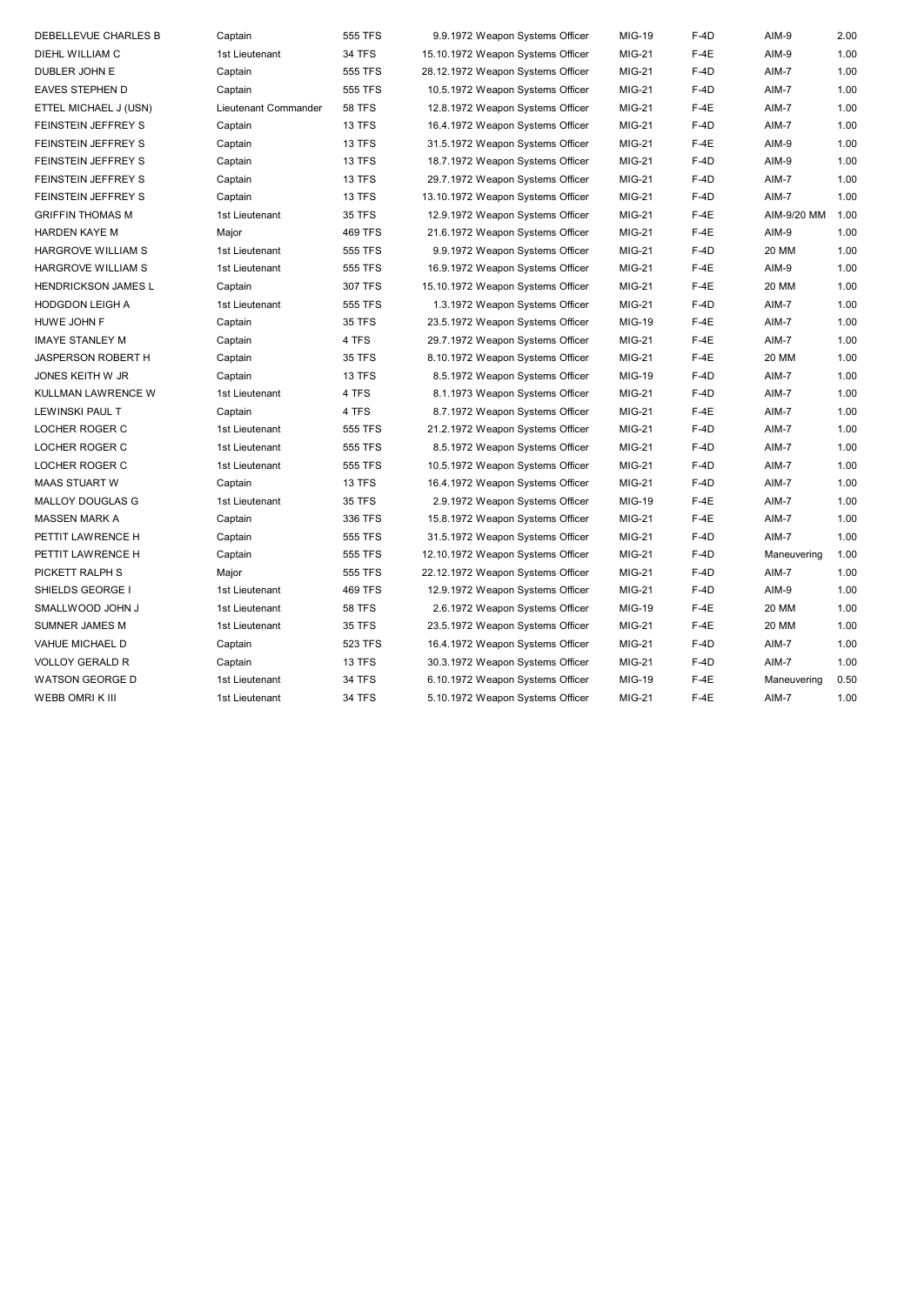| | | | | | | | | |
|---|---|---|---|---|---|---|---|---|
| DEBELLEVUE CHARLES B | Captain | 555 TFS | 9.9.1972 | Weapon Systems Officer | MIG-19 | F-4D | AIM-9 | 2.00 |
| DIEHL WILLIAM C | 1st Lieutenant | 34 TFS | 15.10.1972 | Weapon Systems Officer | MIG-21 | F-4E | AIM-9 | 1.00 |
| DUBLER JOHN E | Captain | 555 TFS | 28.12.1972 | Weapon Systems Officer | MIG-21 | F-4D | AIM-7 | 1.00 |
| EAVES STEPHEN D | Captain | 555 TFS | 10.5.1972 | Weapon Systems Officer | MIG-21 | F-4D | AIM-7 | 1.00 |
| ETTEL MICHAEL J (USN) | Lieutenant Commander | 58 TFS | 12.8.1972 | Weapon Systems Officer | MIG-21 | F-4E | AIM-7 | 1.00 |
| FEINSTEIN JEFFREY S | Captain | 13 TFS | 16.4.1972 | Weapon Systems Officer | MIG-21 | F-4D | AIM-7 | 1.00 |
| FEINSTEIN JEFFREY S | Captain | 13 TFS | 31.5.1972 | Weapon Systems Officer | MIG-21 | F-4E | AIM-9 | 1.00 |
| FEINSTEIN JEFFREY S | Captain | 13 TFS | 18.7.1972 | Weapon Systems Officer | MIG-21 | F-4D | AIM-9 | 1.00 |
| FEINSTEIN JEFFREY S | Captain | 13 TFS | 29.7.1972 | Weapon Systems Officer | MIG-21 | F-4D | AIM-7 | 1.00 |
| FEINSTEIN JEFFREY S | Captain | 13 TFS | 13.10.1972 | Weapon Systems Officer | MIG-21 | F-4D | AIM-7 | 1.00 |
| GRIFFIN THOMAS M | 1st Lieutenant | 35 TFS | 12.9.1972 | Weapon Systems Officer | MIG-21 | F-4E | AIM-9/20 MM | 1.00 |
| HARDEN KAYE M | Major | 469 TFS | 21.6.1972 | Weapon Systems Officer | MIG-21 | F-4E | AIM-9 | 1.00 |
| HARGROVE WILLIAM S | 1st Lieutenant | 555 TFS | 9.9.1972 | Weapon Systems Officer | MIG-21 | F-4D | 20 MM | 1.00 |
| HARGROVE WILLIAM S | 1st Lieutenant | 555 TFS | 16.9.1972 | Weapon Systems Officer | MIG-21 | F-4E | AIM-9 | 1.00 |
| HENDRICKSON JAMES L | Captain | 307 TFS | 15.10.1972 | Weapon Systems Officer | MIG-21 | F-4E | 20 MM | 1.00 |
| HODGDON LEIGH A | 1st Lieutenant | 555 TFS | 1.3.1972 | Weapon Systems Officer | MIG-21 | F-4D | AIM-7 | 1.00 |
| HUWE JOHN F | Captain | 35 TFS | 23.5.1972 | Weapon Systems Officer | MIG-19 | F-4E | AIM-7 | 1.00 |
| IMAYE STANLEY M | Captain | 4 TFS | 29.7.1972 | Weapon Systems Officer | MIG-21 | F-4E | AIM-7 | 1.00 |
| JASPERSON ROBERT H | Captain | 35 TFS | 8.10.1972 | Weapon Systems Officer | MIG-21 | F-4E | 20 MM | 1.00 |
| JONES KEITH W JR | Captain | 13 TFS | 8.5.1972 | Weapon Systems Officer | MIG-19 | F-4D | AIM-7 | 1.00 |
| KULLMAN LAWRENCE W | 1st Lieutenant | 4 TFS | 8.1.1973 | Weapon Systems Officer | MIG-21 | F-4D | AIM-7 | 1.00 |
| LEWINSKI PAUL T | Captain | 4 TFS | 8.7.1972 | Weapon Systems Officer | MIG-21 | F-4E | AIM-7 | 1.00 |
| LOCHER ROGER C | 1st Lieutenant | 555 TFS | 21.2.1972 | Weapon Systems Officer | MIG-21 | F-4D | AIM-7 | 1.00 |
| LOCHER ROGER C | 1st Lieutenant | 555 TFS | 8.5.1972 | Weapon Systems Officer | MIG-21 | F-4D | AIM-7 | 1.00 |
| LOCHER ROGER C | 1st Lieutenant | 555 TFS | 10.5.1972 | Weapon Systems Officer | MIG-21 | F-4D | AIM-7 | 1.00 |
| MAAS STUART W | Captain | 13 TFS | 16.4.1972 | Weapon Systems Officer | MIG-21 | F-4D | AIM-7 | 1.00 |
| MALLOY DOUGLAS G | 1st Lieutenant | 35 TFS | 2.9.1972 | Weapon Systems Officer | MIG-19 | F-4E | AIM-7 | 1.00 |
| MASSEN MARK A | Captain | 336 TFS | 15.8.1972 | Weapon Systems Officer | MIG-21 | F-4E | AIM-7 | 1.00 |
| PETTIT LAWRENCE H | Captain | 555 TFS | 31.5.1972 | Weapon Systems Officer | MIG-21 | F-4D | AIM-7 | 1.00 |
| PETTIT LAWRENCE H | Captain | 555 TFS | 12.10.1972 | Weapon Systems Officer | MIG-21 | F-4D | Maneuvering | 1.00 |
| PICKETT RALPH S | Major | 555 TFS | 22.12.1972 | Weapon Systems Officer | MIG-21 | F-4D | AIM-7 | 1.00 |
| SHIELDS GEORGE I | 1st Lieutenant | 469 TFS | 12.9.1972 | Weapon Systems Officer | MIG-21 | F-4D | AIM-9 | 1.00 |
| SMALLWOOD JOHN J | 1st Lieutenant | 58 TFS | 2.6.1972 | Weapon Systems Officer | MIG-19 | F-4E | 20 MM | 1.00 |
| SUMNER JAMES M | 1st Lieutenant | 35 TFS | 23.5.1972 | Weapon Systems Officer | MIG-21 | F-4E | 20 MM | 1.00 |
| VAHUE MICHAEL D | Captain | 523 TFS | 16.4.1972 | Weapon Systems Officer | MIG-21 | F-4D | AIM-7 | 1.00 |
| VOLLOY GERALD R | Captain | 13 TFS | 30.3.1972 | Weapon Systems Officer | MIG-21 | F-4D | AIM-7 | 1.00 |
| WATSON GEORGE D | 1st Lieutenant | 34 TFS | 6.10.1972 | Weapon Systems Officer | MIG-19 | F-4E | Maneuvering | 0.50 |
| WEBB OMRI K III | 1st Lieutenant | 34 TFS | 5.10.1972 | Weapon Systems Officer | MIG-21 | F-4E | AIM-7 | 1.00 |